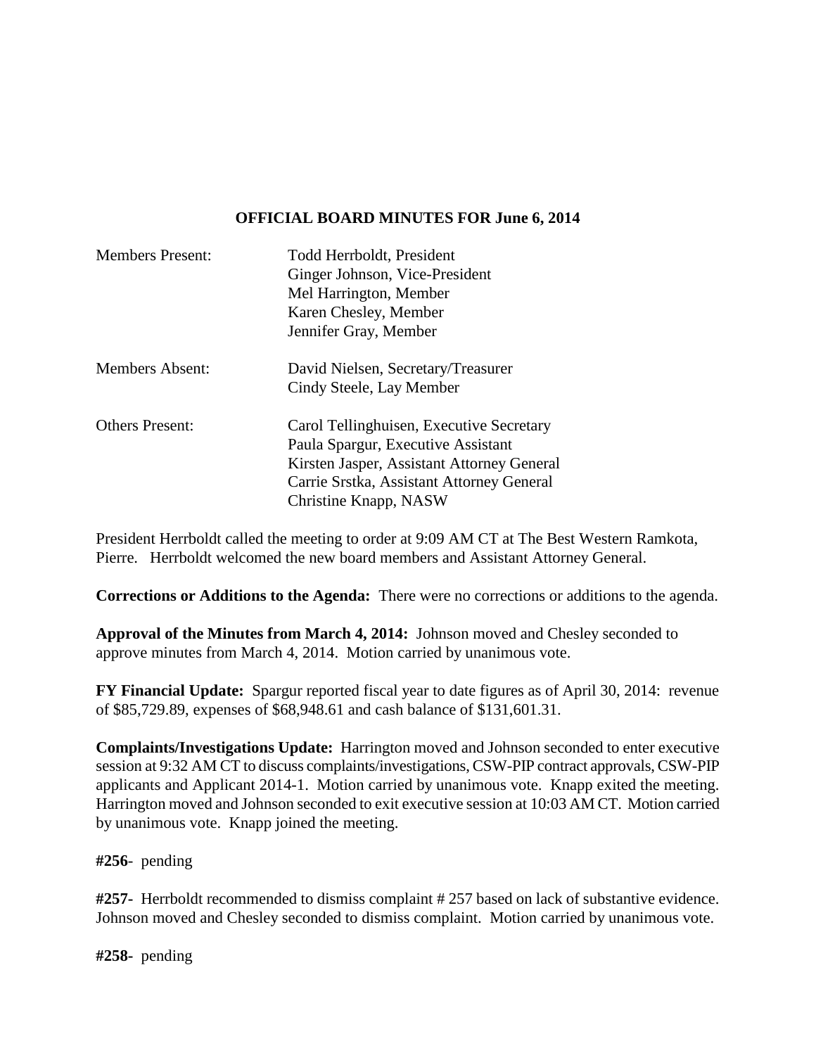# OFFICIAL BOARD MINUTES FOR June 6, 2014

| | |
|---|---|
| Members Present: | Todd Herrboldt, President<br>Ginger Johnson, Vice-President<br>Mel Harrington, Member<br>Karen Chesley, Member<br>Jennifer Gray, Member |
| Members Absent: | David Nielsen, Secretary/Treasurer<br>Cindy Steele, Lay Member |
| Others Present: | Carol Tellinghuisen, Executive Secretary<br>Paula Spargur, Executive Assistant<br>Kirsten Jasper, Assistant Attorney General<br>Carrie Srstka, Assistant Attorney General<br>Christine Knapp, NASW |

President Herrboldt called the meeting to order at 9:09 AM CT at The Best Western Ramkota, Pierre. Herrboldt welcomed the new board members and Assistant Attorney General.

**Corrections or Additions to the Agenda:** There were no corrections or additions to the agenda.

**Approval of the Minutes from March 4, 2014:** Johnson moved and Chesley seconded to approve minutes from March 4, 2014. Motion carried by unanimous vote.

**FY Financial Update:** Spargur reported fiscal year to date figures as of April 30, 2014: revenue of $85,729.89, expenses of $68,948.61 and cash balance of $131,601.31.

**Complaints/Investigations Update:** Harrington moved and Johnson seconded to enter executive session at 9:32 AM CT to discuss complaints/investigations, CSW-PIP contract approvals, CSW-PIP applicants and Applicant 2014-1. Motion carried by unanimous vote. Knapp exited the meeting. Harrington moved and Johnson seconded to exit executive session at 10:03 AM CT. Motion carried by unanimous vote. Knapp joined the meeting.

**#256**- pending

**#257-** Herrboldt recommended to dismiss complaint # 257 based on lack of substantive evidence. Johnson moved and Chesley seconded to dismiss complaint. Motion carried by unanimous vote.

**#258-** pending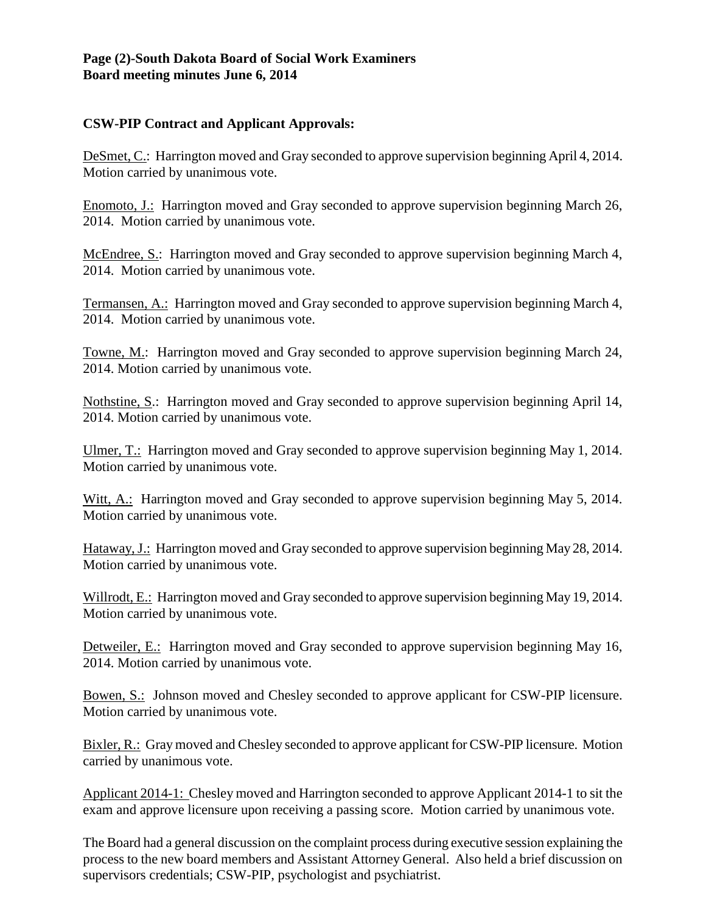### CSW-PIP Contract and Applicant Approvals:

<u>DeSmet, C.</u>: Harrington moved and Gray seconded to approve supervision beginning April 4, 2014. Motion carried by unanimous vote.

<u>Enomoto, J.:</u> Harrington moved and Gray seconded to approve supervision beginning March 26, 2014. Motion carried by unanimous vote.

<u>McEndree, S.</u>: Harrington moved and Gray seconded to approve supervision beginning March 4, 2014. Motion carried by unanimous vote.

<u>Termansen, A.:</u> Harrington moved and Gray seconded to approve supervision beginning March 4, 2014. Motion carried by unanimous vote.

<u>Towne, M.</u>: Harrington moved and Gray seconded to approve supervision beginning March 24, 2014. Motion carried by unanimous vote.

<u>Nothstine, S</u>.: Harrington moved and Gray seconded to approve supervision beginning April 14, 2014. Motion carried by unanimous vote.

<u>Ulmer, T.:</u> Harrington moved and Gray seconded to approve supervision beginning May 1, 2014. Motion carried by unanimous vote.

<u>Witt, A.:</u> Harrington moved and Gray seconded to approve supervision beginning May 5, 2014. Motion carried by unanimous vote.

<u>Hataway, J.:</u> Harrington moved and Gray seconded to approve supervision beginning May 28, 2014. Motion carried by unanimous vote.

<u>Willrodt, E.:</u> Harrington moved and Gray seconded to approve supervision beginning May 19, 2014. Motion carried by unanimous vote.

<u>Detweiler, E.:</u> Harrington moved and Gray seconded to approve supervision beginning May 16, 2014. Motion carried by unanimous vote.

<u>Bowen, S.:</u> Johnson moved and Chesley seconded to approve applicant for CSW-PIP licensure. Motion carried by unanimous vote.

<u>Bixler, R.:</u> Gray moved and Chesley seconded to approve applicant for CSW-PIP licensure. Motion carried by unanimous vote.

<u>Applicant 2014-1:</u> Chesley moved and Harrington seconded to approve Applicant 2014-1 to sit the exam and approve licensure upon receiving a passing score. Motion carried by unanimous vote.

The Board had a general discussion on the complaint process during executive session explaining the process to the new board members and Assistant Attorney General. Also held a brief discussion on supervisors credentials; CSW-PIP, psychologist and psychiatrist.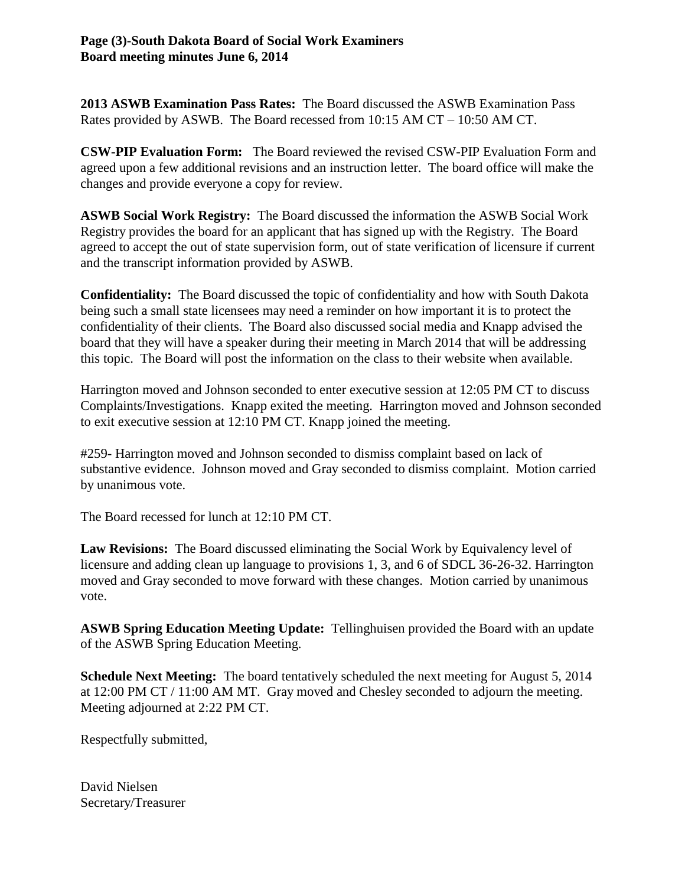**2013 ASWB Examination Pass Rates:** The Board discussed the ASWB Examination Pass Rates provided by ASWB. The Board recessed from 10:15 AM CT – 10:50 AM CT.

**CSW-PIP Evaluation Form:** The Board reviewed the revised CSW-PIP Evaluation Form and agreed upon a few additional revisions and an instruction letter. The board office will make the changes and provide everyone a copy for review.

**ASWB Social Work Registry:** The Board discussed the information the ASWB Social Work Registry provides the board for an applicant that has signed up with the Registry. The Board agreed to accept the out of state supervision form, out of state verification of licensure if current and the transcript information provided by ASWB.

**Confidentiality:** The Board discussed the topic of confidentiality and how with South Dakota being such a small state licensees may need a reminder on how important it is to protect the confidentiality of their clients. The Board also discussed social media and Knapp advised the board that they will have a speaker during their meeting in March 2014 that will be addressing this topic. The Board will post the information on the class to their website when available.

Harrington moved and Johnson seconded to enter executive session at 12:05 PM CT to discuss Complaints/Investigations. Knapp exited the meeting. Harrington moved and Johnson seconded to exit executive session at 12:10 PM CT. Knapp joined the meeting.

#259- Harrington moved and Johnson seconded to dismiss complaint based on lack of substantive evidence. Johnson moved and Gray seconded to dismiss complaint. Motion carried by unanimous vote.

The Board recessed for lunch at 12:10 PM CT.

**Law Revisions:** The Board discussed eliminating the Social Work by Equivalency level of licensure and adding clean up language to provisions 1, 3, and 6 of SDCL 36-26-32. Harrington moved and Gray seconded to move forward with these changes. Motion carried by unanimous vote.

**ASWB Spring Education Meeting Update:** Tellinghuisen provided the Board with an update of the ASWB Spring Education Meeting.

**Schedule Next Meeting:** The board tentatively scheduled the next meeting for August 5, 2014 at 12:00 PM CT / 11:00 AM MT. Gray moved and Chesley seconded to adjourn the meeting. Meeting adjourned at 2:22 PM CT.

Respectfully submitted,

David Nielsen
Secretary/Treasurer